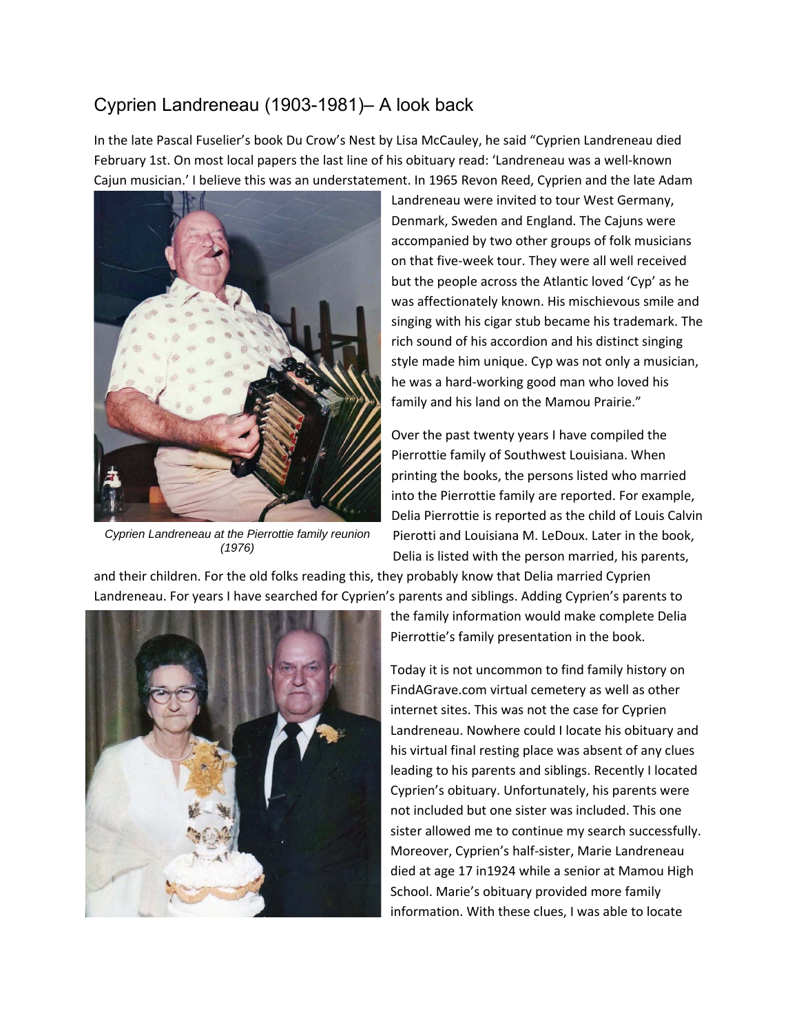# Cyprien Landreneau (1903-1981)– A look back

In the late Pascal Fuselier's book Du Crow's Nest by Lisa McCauley, he said "Cyprien Landreneau died February 1st. On most local papers the last line of his obituary read: 'Landreneau was a well-known Cajun musician.' I believe this was an understatement. In 1965 Revon Reed, Cyprien and the late Adam Landreneau were invited to tour West Germany, Denmark, Sweden and England. The Cajuns were accompanied by two other groups of folk musicians on that five-week tour. They were all well received but the people across the Atlantic loved 'Cyp' as he was affectionately known. His mischievous smile and singing with his cigar stub became his trademark. The rich sound of his accordion and his distinct singing style made him unique. Cyp was not only a musician, he was a hard-working good man who loved his family and his land on the Mamou Prairie."

*Cyprien Landreneau at the Pierrottie family reunion (1976)*

Over the past twenty years I have compiled the Pierrottie family of Southwest Louisiana. When printing the books, the persons listed who married into the Pierrottie family are reported. For example, Delia Pierrottie is reported as the child of Louis Calvin Pierotti and Louisiana M. LeDoux. Later in the book, Delia is listed with the person married, his parents, and their children. For the old folks reading this, they probably know that Delia married Cyprien Landreneau. For years I have searched for Cyprien's parents and siblings. Adding Cyprien's parents to the family information would make complete Delia Pierrottie's family presentation in the book.

Today it is not uncommon to find family history on FindAGrave.com virtual cemetery as well as other internet sites. This was not the case for Cyprien Landreneau. Nowhere could I locate his obituary and his virtual final resting place was absent of any clues leading to his parents and siblings. Recently I located Cyprien's obituary. Unfortunately, his parents were not included but one sister was included. This one sister allowed me to continue my search successfully. Moreover, Cyprien's half-sister, Marie Landreneau died at age 17 in1924 while a senior at Mamou High School. Marie's obituary provided more family information. With these clues, I was able to locate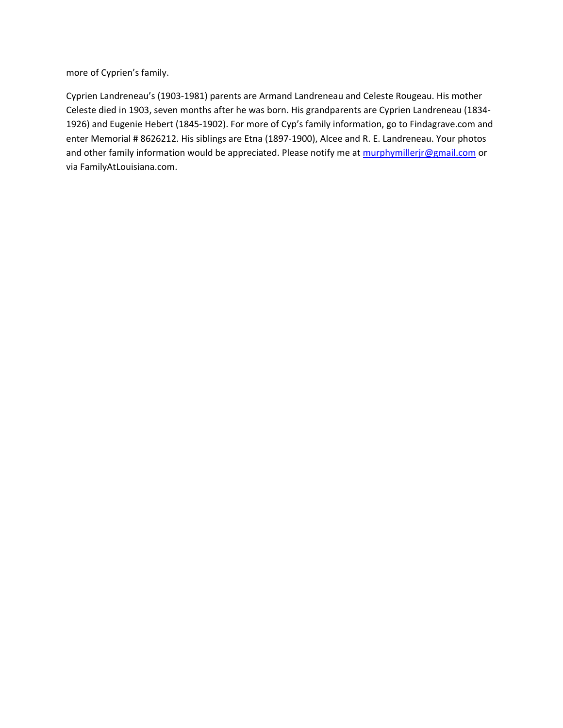more of Cyprien's family.

Cyprien Landreneau's (1903-1981) parents are Armand Landreneau and Celeste Rougeau. His mother Celeste died in 1903, seven months after he was born. His grandparents are Cyprien Landreneau (1834-1926) and Eugenie Hebert (1845-1902). For more of Cyp's family information, go to Findagrave.com and enter Memorial # 8626212. His siblings are Etna (1897-1900), Alcee and R. E. Landreneau. Your photos and other family information would be appreciated. Please notify me at murphymillerjr@gmail.com or via FamilyAtLouisiana.com.